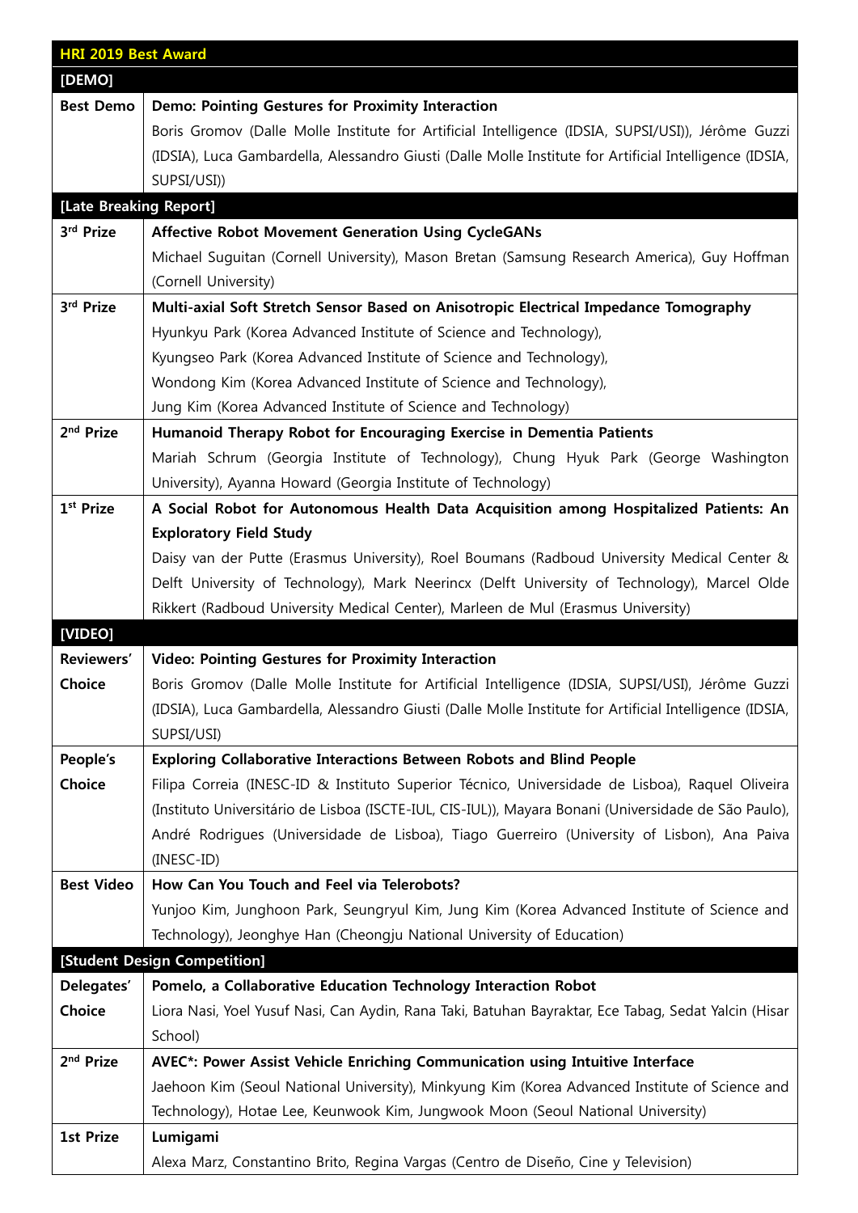| HRI 2019 Best Award | |
|---|---|
| **[DEMO]** | |
| **Best Demo** | **Demo: Pointing Gestures for Proximity Interaction**<br>Boris Gromov (Dalle Molle Institute for Artificial Intelligence (IDSIA, SUPSI/USI)), Jérôme Guzzi (IDSIA), Luca Gambardella, Alessandro Giusti (Dalle Molle Institute for Artificial Intelligence (IDSIA, SUPSI/USI)) |
| **[Late Breaking Report]** | |
| **3rd Prize** | **Affective Robot Movement Generation Using CycleGANs**<br>Michael Suguitan (Cornell University), Mason Bretan (Samsung Research America), Guy Hoffman (Cornell University) |
| **3rd Prize** | **Multi-axial Soft Stretch Sensor Based on Anisotropic Electrical Impedance Tomography**<br>Hyunkyu Park (Korea Advanced Institute of Science and Technology),<br>Kyungseo Park (Korea Advanced Institute of Science and Technology),<br>Wondong Kim (Korea Advanced Institute of Science and Technology),<br>Jung Kim (Korea Advanced Institute of Science and Technology) |
| **2nd Prize** | **Humanoid Therapy Robot for Encouraging Exercise in Dementia Patients**<br>Mariah Schrum (Georgia Institute of Technology), Chung Hyuk Park (George Washington University), Ayanna Howard (Georgia Institute of Technology) |
| **1st Prize** | **A Social Robot for Autonomous Health Data Acquisition among Hospitalized Patients: An Exploratory Field Study**<br>Daisy van der Putte (Erasmus University), Roel Boumans (Radboud University Medical Center & Delft University of Technology), Mark Neerincx (Delft University of Technology), Marcel Olde Rikkert (Radboud University Medical Center), Marleen de Mul (Erasmus University) |
| **[VIDEO]** | |
| **Reviewers' Choice** | **Video: Pointing Gestures for Proximity Interaction**<br>Boris Gromov (Dalle Molle Institute for Artificial Intelligence (IDSIA, SUPSI/USI), Jérôme Guzzi (IDSIA), Luca Gambardella, Alessandro Giusti (Dalle Molle Institute for Artificial Intelligence (IDSIA, SUPSI/USI) |
| **People's Choice** | **Exploring Collaborative Interactions Between Robots and Blind People**<br>Filipa Correia (INESC-ID & Instituto Superior Técnico, Universidade de Lisboa), Raquel Oliveira (Instituto Universitário de Lisboa (ISCTE-IUL, CIS-IUL)), Mayara Bonani (Universidade de São Paulo), André Rodrigues (Universidade de Lisboa), Tiago Guerreiro (University of Lisbon), Ana Paiva (INESC-ID) |
| **Best Video** | **How Can You Touch and Feel via Telerobots?**<br>Yunjoo Kim, Junghoon Park, Seungryul Kim, Jung Kim (Korea Advanced Institute of Science and Technology), Jeonghye Han (Cheongju National University of Education) |
| **[Student Design Competition]** | |
| **Delegates' Choice** | **Pomelo, a Collaborative Education Technology Interaction Robot**<br>Liora Nasi, Yoel Yusuf Nasi, Can Aydin, Rana Taki, Batuhan Bayraktar, Ece Tabag, Sedat Yalcin (Hisar School) |
| **2nd Prize** | **AVEC*: Power Assist Vehicle Enriching Communication using Intuitive Interface**<br>Jaehoon Kim (Seoul National University), Minkyung Kim (Korea Advanced Institute of Science and Technology), Hotae Lee, Keunwook Kim, Jungwook Moon (Seoul National University) |
| **1st Prize** | **Lumigami**<br>Alexa Marz, Constantino Brito, Regina Vargas (Centro de Diseño, Cine y Television) |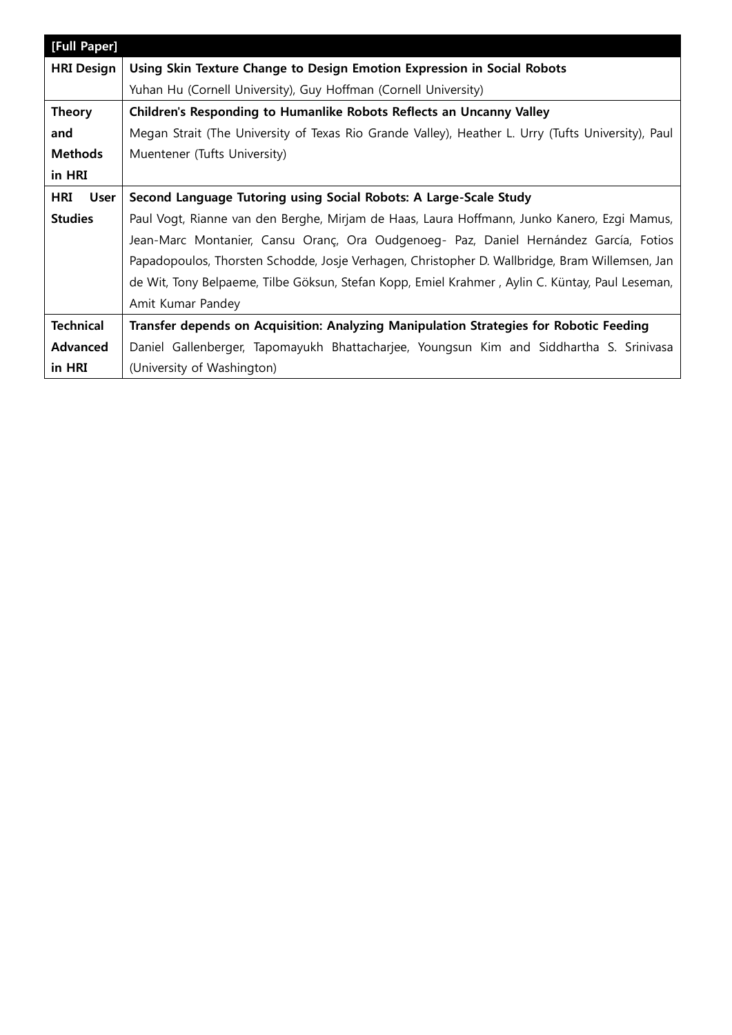| [Full Paper] | |
|---|---|
| **HRI Design** | **Using Skin Texture Change to Design Emotion Expression in Social Robots**<br>Yuhan Hu (Cornell University), Guy Hoffman (Cornell University) |
| **Theory and Methods in HRI** | **Children's Responding to Humanlike Robots Reflects an Uncanny Valley**<br>Megan Strait (The University of Texas Rio Grande Valley), Heather L. Urry (Tufts University), Paul Muentener (Tufts University) |
| **HRI User Studies** | **Second Language Tutoring using Social Robots: A Large-Scale Study**<br>Paul Vogt, Rianne van den Berghe, Mirjam de Haas, Laura Hoffmann, Junko Kanero, Ezgi Mamus, Jean-Marc Montanier, Cansu Oranç, Ora Oudgenoeg- Paz, Daniel Hernández García, Fotios Papadopoulos, Thorsten Schodde, Josje Verhagen, Christopher D. Wallbridge, Bram Willemsen, Jan de Wit, Tony Belpaeme, Tilbe Göksun, Stefan Kopp, Emiel Krahmer , Aylin C. Küntay, Paul Leseman, Amit Kumar Pandey |
| **Technical Advanced in HRI** | **Transfer depends on Acquisition: Analyzing Manipulation Strategies for Robotic Feeding**<br>Daniel Gallenberger, Tapomayukh Bhattacharjee, Youngsun Kim and Siddhartha S. Srinivasa (University of Washington) |